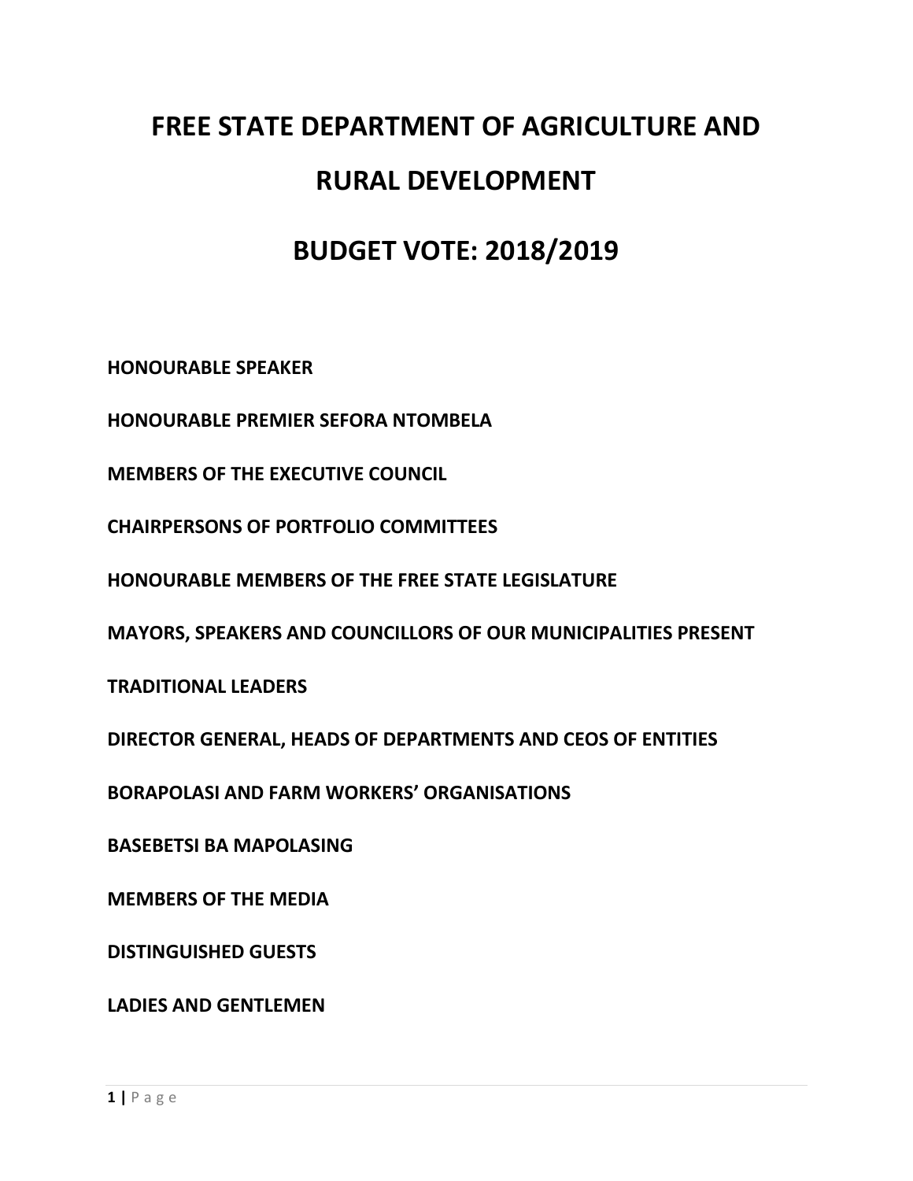# FREE STATE DEPARTMENT OF AGRICULTURE AND RURAL DEVELOPMENT

# BUDGET VOTE: 2018/2019

**HONOURABLE SPEAKER**

**HONOURABLE PREMIER SEFORA NTOMBELA**

**MEMBERS OF THE EXECUTIVE COUNCIL**

**CHAIRPERSONS OF PORTFOLIO COMMITTEES**

**HONOURABLE MEMBERS OF THE FREE STATE LEGISLATURE**

**MAYORS, SPEAKERS AND COUNCILLORS OF OUR MUNICIPALITIES PRESENT**

**TRADITIONAL LEADERS**

**DIRECTOR GENERAL, HEADS OF DEPARTMENTS AND CEOS OF ENTITIES**

**BORAPOLASI AND FARM WORKERS' ORGANISATIONS**

**BASEBETSI BA MAPOLASING**

**MEMBERS OF THE MEDIA**

**DISTINGUISHED GUESTS**

**LADIES AND GENTLEMEN**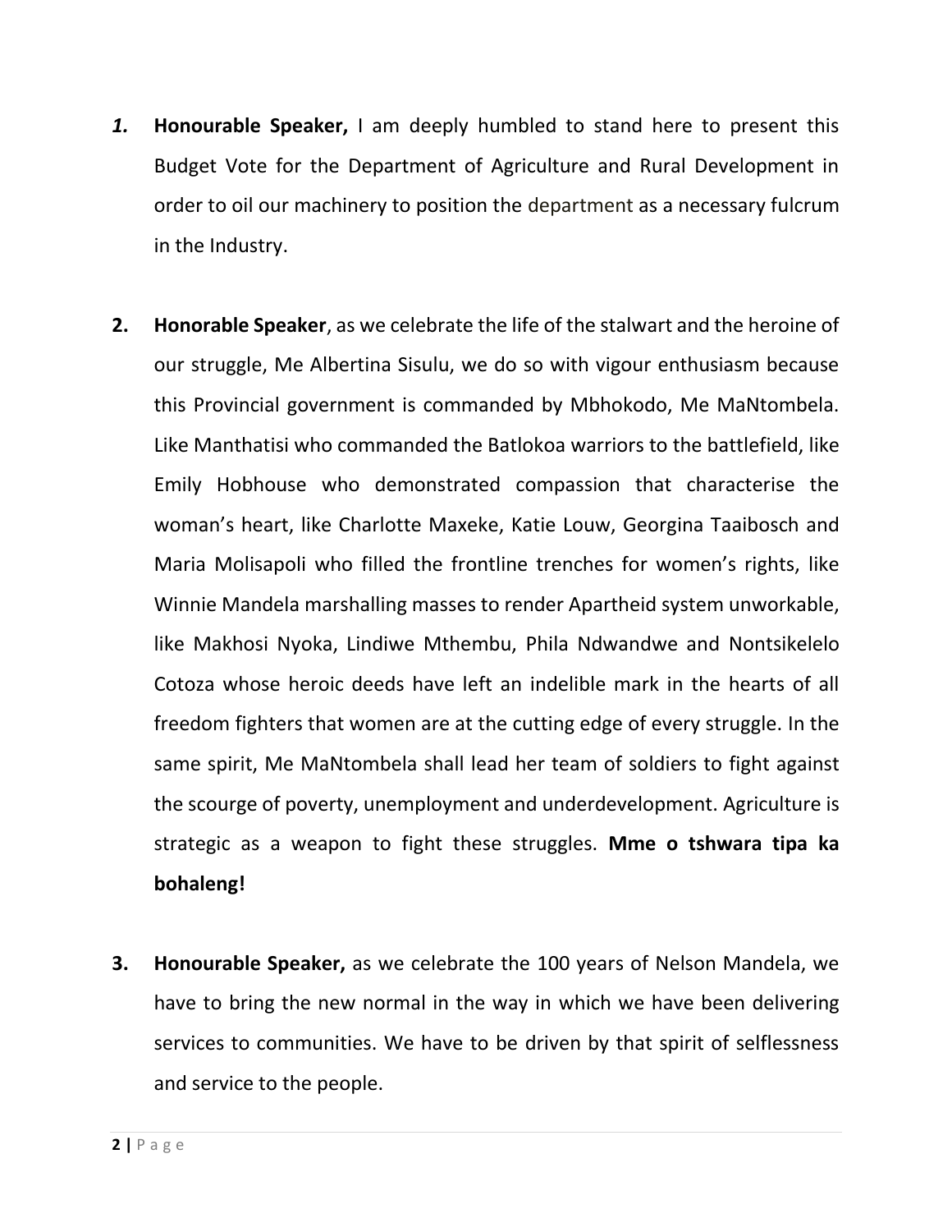*1.* **Honourable Speaker,** I am deeply humbled to stand here to present this Budget Vote for the Department of Agriculture and Rural Development in order to oil our machinery to position the department as a necessary fulcrum in the Industry.

**2.** **Honorable Speaker**, as we celebrate the life of the stalwart and the heroine of our struggle, Me Albertina Sisulu, we do so with vigour enthusiasm because this Provincial government is commanded by Mbhokodo, Me MaNtombela. Like Manthatisi who commanded the Batlokoa warriors to the battlefield, like Emily Hobhouse who demonstrated compassion that characterise the woman's heart, like Charlotte Maxeke, Katie Louw, Georgina Taaibosch and Maria Molisapoli who filled the frontline trenches for women's rights, like Winnie Mandela marshalling masses to render Apartheid system unworkable, like Makhosi Nyoka, Lindiwe Mthembu, Phila Ndwandwe and Nontsikelelo Cotoza whose heroic deeds have left an indelible mark in the hearts of all freedom fighters that women are at the cutting edge of every struggle. In the same spirit, Me MaNtombela shall lead her team of soldiers to fight against the scourge of poverty, unemployment and underdevelopment. Agriculture is strategic as a weapon to fight these struggles. **Mme o tshwara tipa ka bohaleng!**

**3.** **Honourable Speaker,** as we celebrate the 100 years of Nelson Mandela, we have to bring the new normal in the way in which we have been delivering services to communities. We have to be driven by that spirit of selflessness and service to the people.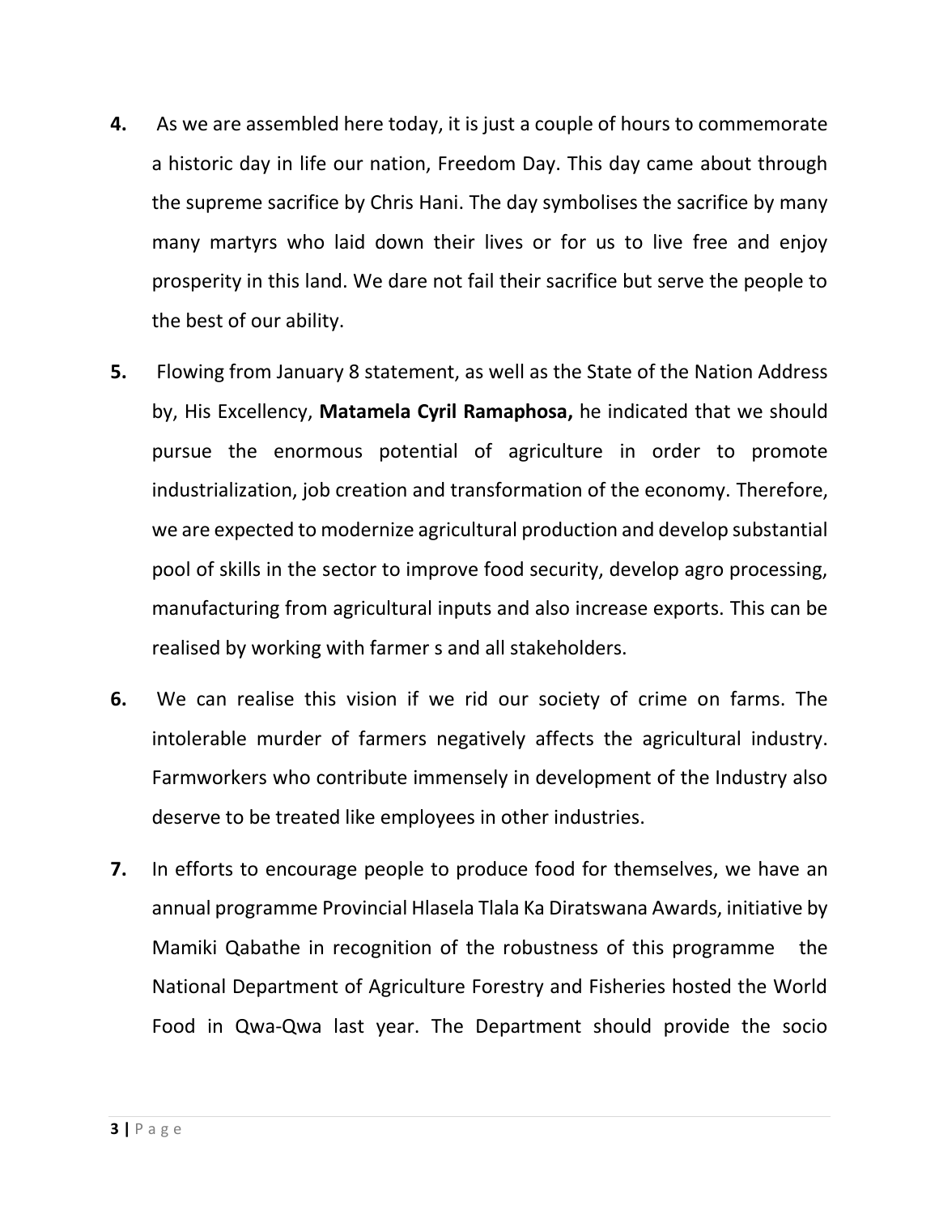4. As we are assembled here today, it is just a couple of hours to commemorate a historic day in life our nation, Freedom Day. This day came about through the supreme sacrifice by Chris Hani. The day symbolises the sacrifice by many many martyrs who laid down their lives or for us to live free and enjoy prosperity in this land. We dare not fail their sacrifice but serve the people to the best of our ability.

5. Flowing from January 8 statement, as well as the State of the Nation Address by, His Excellency, **Matamela Cyril Ramaphosa,** he indicated that we should pursue the enormous potential of agriculture in order to promote industrialization, job creation and transformation of the economy. Therefore, we are expected to modernize agricultural production and develop substantial pool of skills in the sector to improve food security, develop agro processing, manufacturing from agricultural inputs and also increase exports. This can be realised by working with farmer s and all stakeholders.

6. We can realise this vision if we rid our society of crime on farms. The intolerable murder of farmers negatively affects the agricultural industry. Farmworkers who contribute immensely in development of the Industry also deserve to be treated like employees in other industries.

7. In efforts to encourage people to produce food for themselves, we have an annual programme Provincial Hlasela Tlala Ka Diratswana Awards, initiative by Mamiki Qabathe in recognition of the robustness of this programme the National Department of Agriculture Forestry and Fisheries hosted the World Food in Qwa-Qwa last year. The Department should provide the socio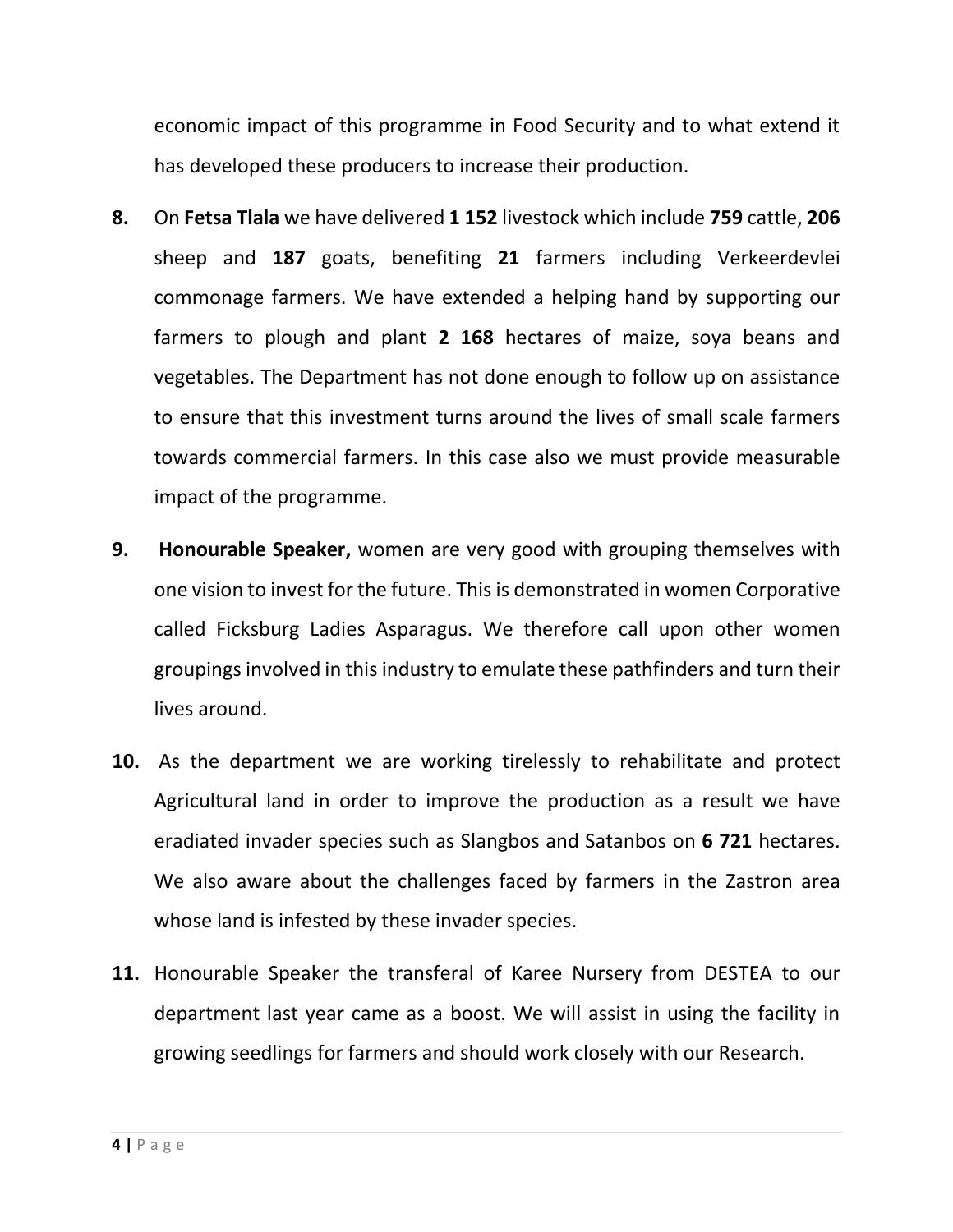economic impact of this programme in Food Security and to what extend it has developed these producers to increase their production.

**8.** On **Fetsa Tlala** we have delivered **1 152** livestock which include **759** cattle, **206** sheep and **187** goats, benefiting **21** farmers including Verkeerdevlei commonage farmers. We have extended a helping hand by supporting our farmers to plough and plant **2 168** hectares of maize, soya beans and vegetables. The Department has not done enough to follow up on assistance to ensure that this investment turns around the lives of small scale farmers towards commercial farmers. In this case also we must provide measurable impact of the programme.

**9.** **Honourable Speaker,** women are very good with grouping themselves with one vision to invest for the future. This is demonstrated in women Corporative called Ficksburg Ladies Asparagus. We therefore call upon other women groupings involved in this industry to emulate these pathfinders and turn their lives around.

**10.** As the department we are working tirelessly to rehabilitate and protect Agricultural land in order to improve the production as a result we have eradiated invader species such as Slangbos and Satanbos on **6 721** hectares. We also aware about the challenges faced by farmers in the Zastron area whose land is infested by these invader species.

**11.** Honourable Speaker the transferal of Karee Nursery from DESTEA to our department last year came as a boost. We will assist in using the facility in growing seedlings for farmers and should work closely with our Research.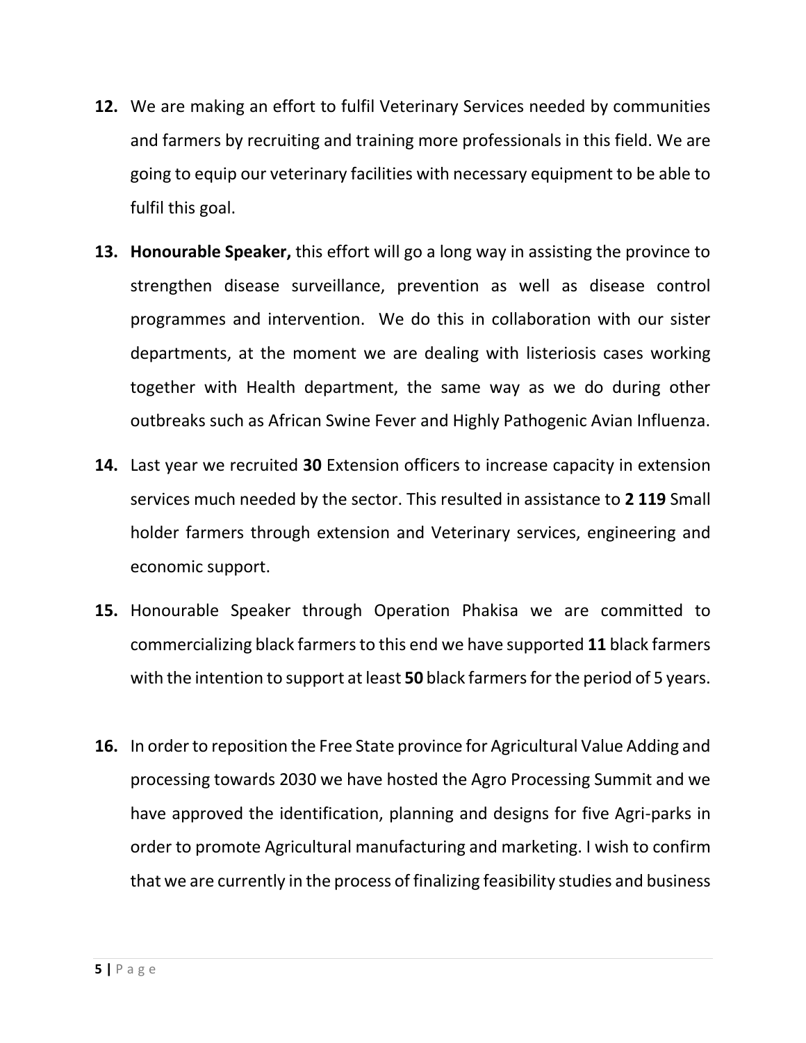**12.** We are making an effort to fulfil Veterinary Services needed by communities and farmers by recruiting and training more professionals in this field. We are going to equip our veterinary facilities with necessary equipment to be able to fulfil this goal.

**13.** **Honourable Speaker,** this effort will go a long way in assisting the province to strengthen disease surveillance, prevention as well as disease control programmes and intervention. We do this in collaboration with our sister departments, at the moment we are dealing with listeriosis cases working together with Health department, the same way as we do during other outbreaks such as African Swine Fever and Highly Pathogenic Avian Influenza.

**14.** Last year we recruited **30** Extension officers to increase capacity in extension services much needed by the sector. This resulted in assistance to **2 119** Small holder farmers through extension and Veterinary services, engineering and economic support.

**15.** Honourable Speaker through Operation Phakisa we are committed to commercializing black farmers to this end we have supported **11** black farmers with the intention to support at least **50** black farmers for the period of 5 years.

**16.** In order to reposition the Free State province for Agricultural Value Adding and processing towards 2030 we have hosted the Agro Processing Summit and we have approved the identification, planning and designs for five Agri-parks in order to promote Agricultural manufacturing and marketing. I wish to confirm that we are currently in the process of finalizing feasibility studies and business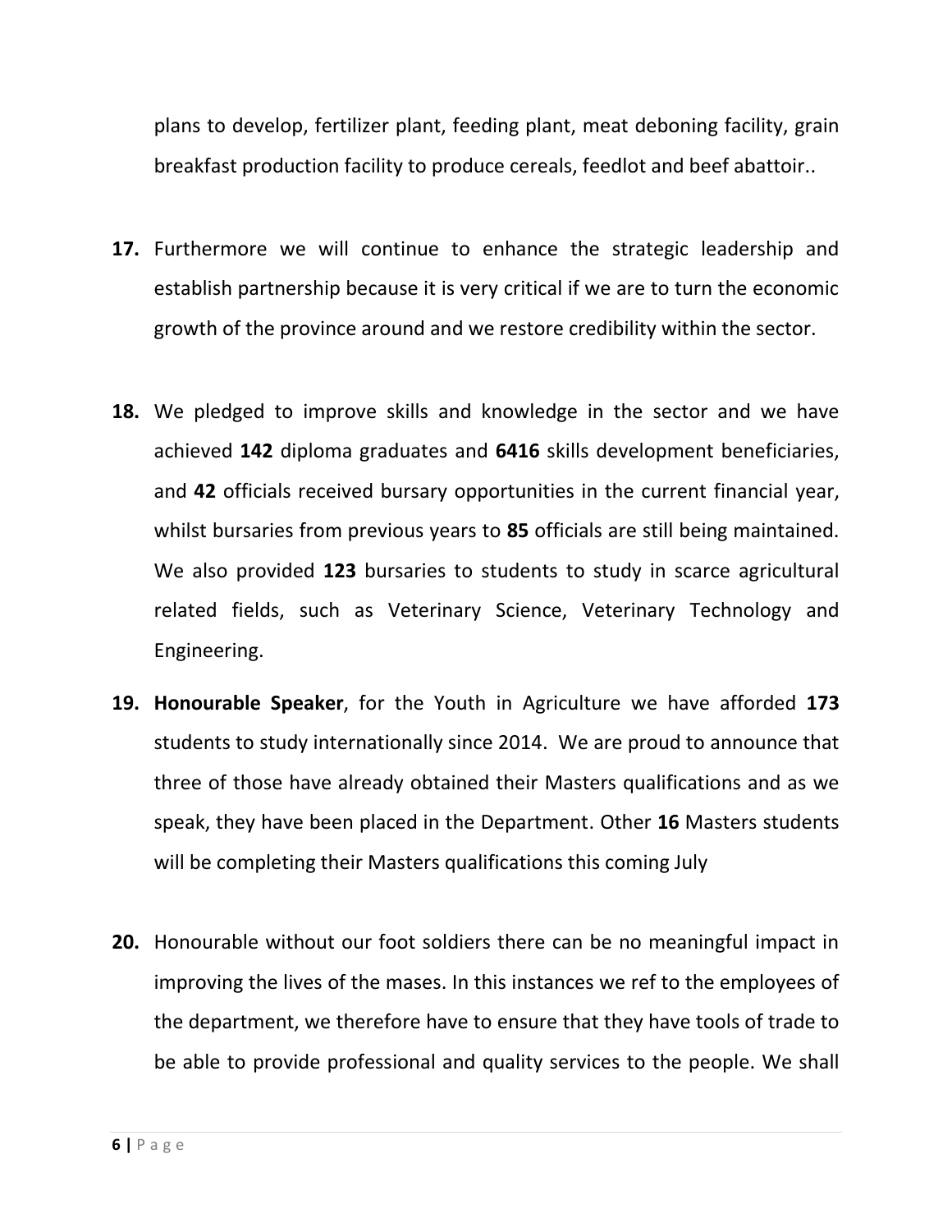plans to develop, fertilizer plant, feeding plant, meat deboning facility, grain breakfast production facility to produce cereals, feedlot and beef abattoir..

**17.** Furthermore we will continue to enhance the strategic leadership and establish partnership because it is very critical if we are to turn the economic growth of the province around and we restore credibility within the sector.

**18.** We pledged to improve skills and knowledge in the sector and we have achieved **142** diploma graduates and **6416** skills development beneficiaries, and **42** officials received bursary opportunities in the current financial year, whilst bursaries from previous years to **85** officials are still being maintained. We also provided **123** bursaries to students to study in scarce agricultural related fields, such as Veterinary Science, Veterinary Technology and Engineering.

**19.** **Honourable Speaker**, for the Youth in Agriculture we have afforded **173** students to study internationally since 2014. We are proud to announce that three of those have already obtained their Masters qualifications and as we speak, they have been placed in the Department. Other **16** Masters students will be completing their Masters qualifications this coming July

**20.** Honourable without our foot soldiers there can be no meaningful impact in improving the lives of the mases. In this instances we ref to the employees of the department, we therefore have to ensure that they have tools of trade to be able to provide professional and quality services to the people. We shall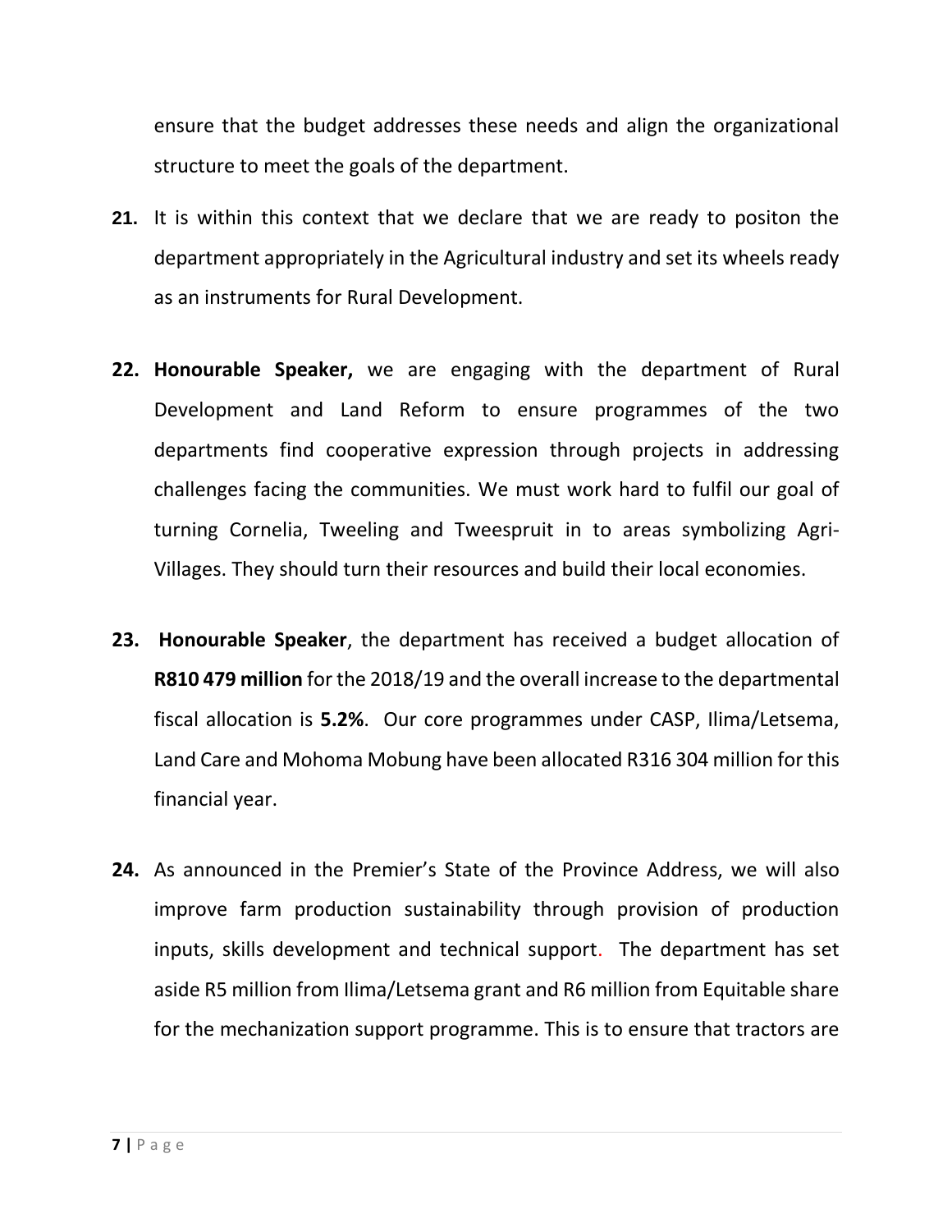ensure that the budget addresses these needs and align the organizational structure to meet the goals of the department.

**21.** It is within this context that we declare that we are ready to positon the department appropriately in the Agricultural industry and set its wheels ready as an instruments for Rural Development.

**22.** **Honourable Speaker,** we are engaging with the department of Rural Development and Land Reform to ensure programmes of the two departments find cooperative expression through projects in addressing challenges facing the communities. We must work hard to fulfil our goal of turning Cornelia, Tweeling and Tweespruit in to areas symbolizing Agri-Villages. They should turn their resources and build their local economies.

**23.** **Honourable Speaker**, the department has received a budget allocation of **R810 479 million** for the 2018/19 and the overall increase to the departmental fiscal allocation is **5.2%**. Our core programmes under CASP, Ilima/Letsema, Land Care and Mohoma Mobung have been allocated R316 304 million for this financial year.

**24.** As announced in the Premier's State of the Province Address, we will also improve farm production sustainability through provision of production inputs, skills development and technical support. The department has set aside R5 million from Ilima/Letsema grant and R6 million from Equitable share for the mechanization support programme. This is to ensure that tractors are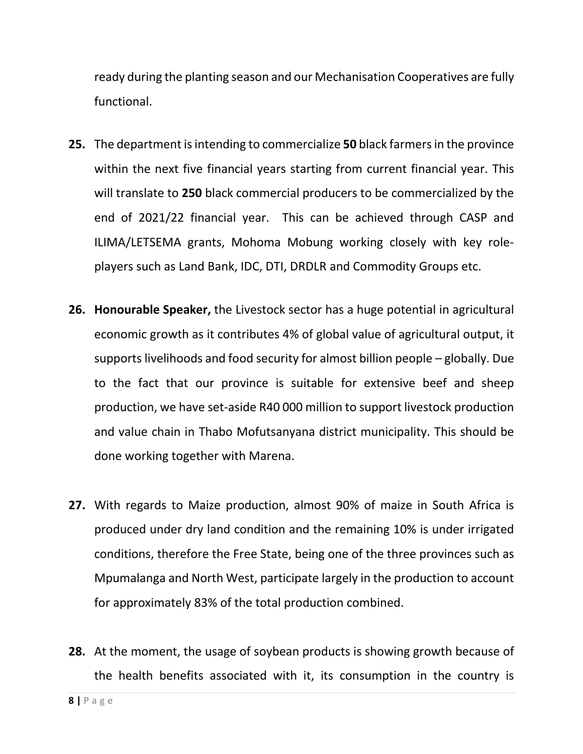ready during the planting season and our Mechanisation Cooperatives are fully functional.

**25.** The department is intending to commercialize **50** black farmers in the province within the next five financial years starting from current financial year. This will translate to **250** black commercial producers to be commercialized by the end of 2021/22 financial year. This can be achieved through CASP and ILIMA/LETSEMA grants, Mohoma Mobung working closely with key role-players such as Land Bank, IDC, DTI, DRDLR and Commodity Groups etc.

**26.** **Honourable Speaker,** the Livestock sector has a huge potential in agricultural economic growth as it contributes 4% of global value of agricultural output, it supports livelihoods and food security for almost billion people – globally. Due to the fact that our province is suitable for extensive beef and sheep production, we have set-aside R40 000 million to support livestock production and value chain in Thabo Mofutsanyana district municipality. This should be done working together with Marena.

**27.** With regards to Maize production, almost 90% of maize in South Africa is produced under dry land condition and the remaining 10% is under irrigated conditions, therefore the Free State, being one of the three provinces such as Mpumalanga and North West, participate largely in the production to account for approximately 83% of the total production combined.

**28.** At the moment, the usage of soybean products is showing growth because of the health benefits associated with it, its consumption in the country is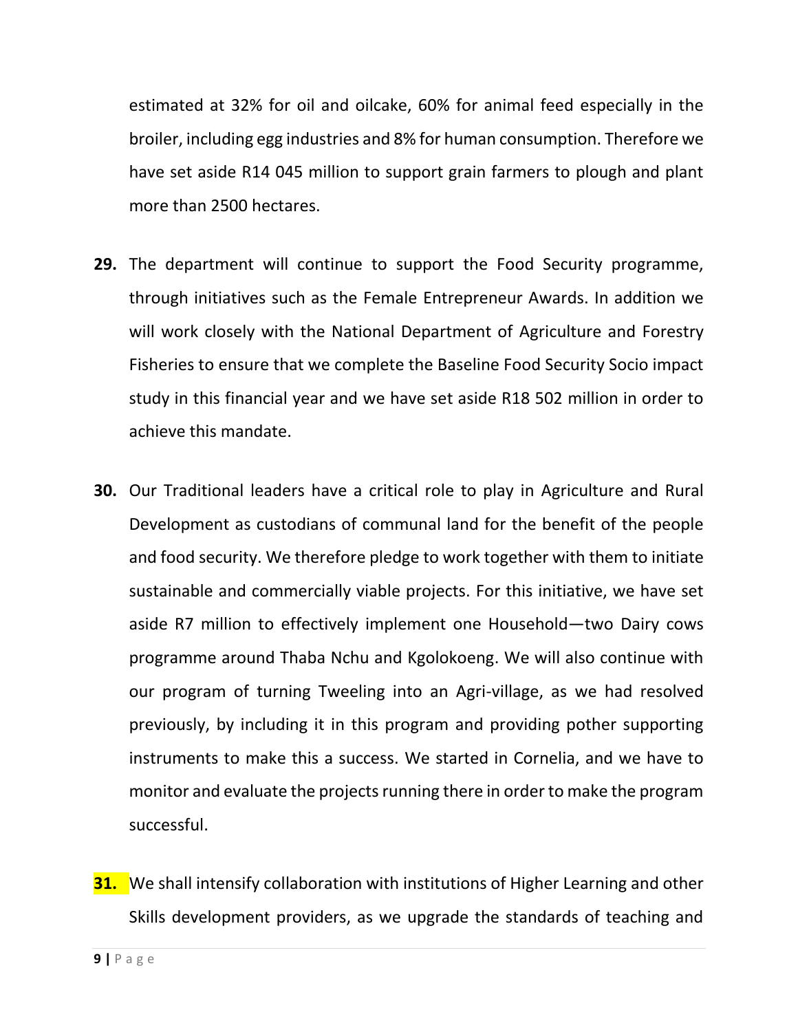estimated at 32% for oil and oilcake, 60% for animal feed especially in the broiler, including egg industries and 8% for human consumption. Therefore we have set aside R14 045 million to support grain farmers to plough and plant more than 2500 hectares.

**29.** The department will continue to support the Food Security programme, through initiatives such as the Female Entrepreneur Awards. In addition we will work closely with the National Department of Agriculture and Forestry Fisheries to ensure that we complete the Baseline Food Security Socio impact study in this financial year and we have set aside R18 502 million in order to achieve this mandate.

**30.** Our Traditional leaders have a critical role to play in Agriculture and Rural Development as custodians of communal land for the benefit of the people and food security. We therefore pledge to work together with them to initiate sustainable and commercially viable projects. For this initiative, we have set aside R7 million to effectively implement one Household—two Dairy cows programme around Thaba Nchu and Kgolokoeng. We will also continue with our program of turning Tweeling into an Agri-village, as we had resolved previously, by including it in this program and providing pother supporting instruments to make this a success. We started in Cornelia, and we have to monitor and evaluate the projects running there in order to make the program successful.

**31.** We shall intensify collaboration with institutions of Higher Learning and other Skills development providers, as we upgrade the standards of teaching and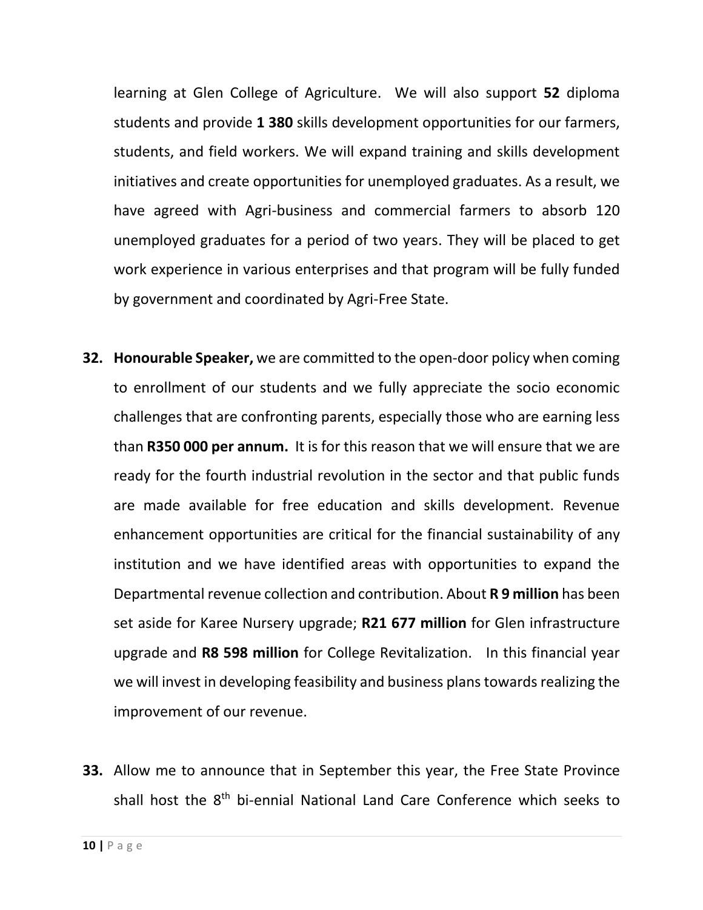learning at Glen College of Agriculture. We will also support **52** diploma students and provide **1 380** skills development opportunities for our farmers, students, and field workers. We will expand training and skills development initiatives and create opportunities for unemployed graduates. As a result, we have agreed with Agri-business and commercial farmers to absorb 120 unemployed graduates for a period of two years. They will be placed to get work experience in various enterprises and that program will be fully funded by government and coordinated by Agri-Free State.

**32.** **Honourable Speaker,** we are committed to the open-door policy when coming to enrollment of our students and we fully appreciate the socio economic challenges that are confronting parents, especially those who are earning less than **R350 000 per annum.** It is for this reason that we will ensure that we are ready for the fourth industrial revolution in the sector and that public funds are made available for free education and skills development. Revenue enhancement opportunities are critical for the financial sustainability of any institution and we have identified areas with opportunities to expand the Departmental revenue collection and contribution. About **R 9 million** has been set aside for Karee Nursery upgrade; **R21 677 million** for Glen infrastructure upgrade and **R8 598 million** for College Revitalization. In this financial year we will invest in developing feasibility and business plans towards realizing the improvement of our revenue.

**33.** Allow me to announce that in September this year, the Free State Province shall host the 8th bi-ennial National Land Care Conference which seeks to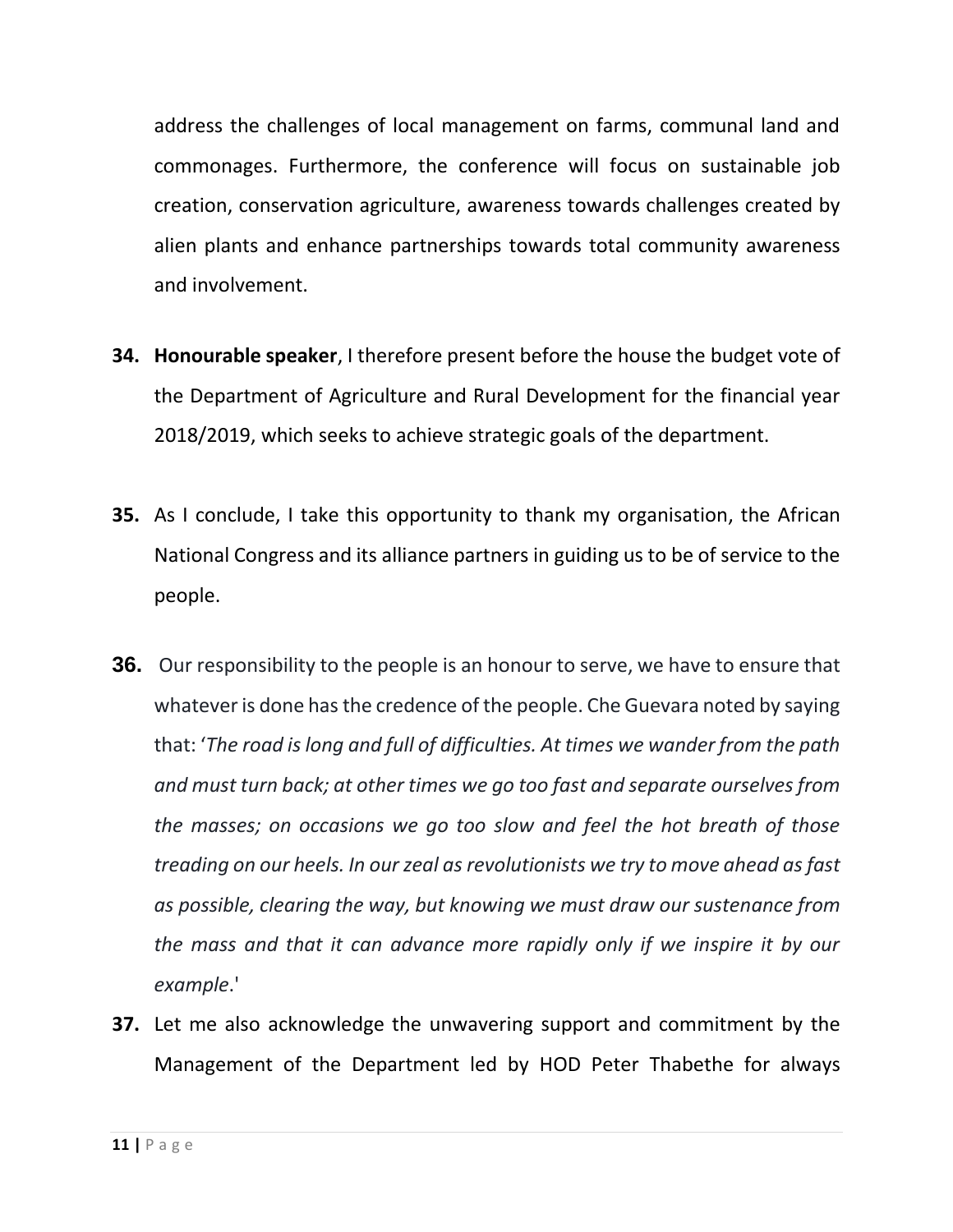address the challenges of local management on farms, communal land and commonages. Furthermore, the conference will focus on sustainable job creation, conservation agriculture, awareness towards challenges created by alien plants and enhance partnerships towards total community awareness and involvement.

**34.** **Honourable speaker**, I therefore present before the house the budget vote of the Department of Agriculture and Rural Development for the financial year 2018/2019, which seeks to achieve strategic goals of the department.

**35.** As I conclude, I take this opportunity to thank my organisation, the African National Congress and its alliance partners in guiding us to be of service to the people.

**36.** Our responsibility to the people is an honour to serve, we have to ensure that whatever is done has the credence of the people. Che Guevara noted by saying that: '*The road is long and full of difficulties. At times we wander from the path and must turn back; at other times we go too fast and separate ourselves from the masses; on occasions we go too slow and feel the hot breath of those treading on our heels. In our zeal as revolutionists we try to move ahead as fast as possible, clearing the way, but knowing we must draw our sustenance from the mass and that it can advance more rapidly only if we inspire it by our example*.'

**37.** Let me also acknowledge the unwavering support and commitment by the Management of the Department led by HOD Peter Thabethe for always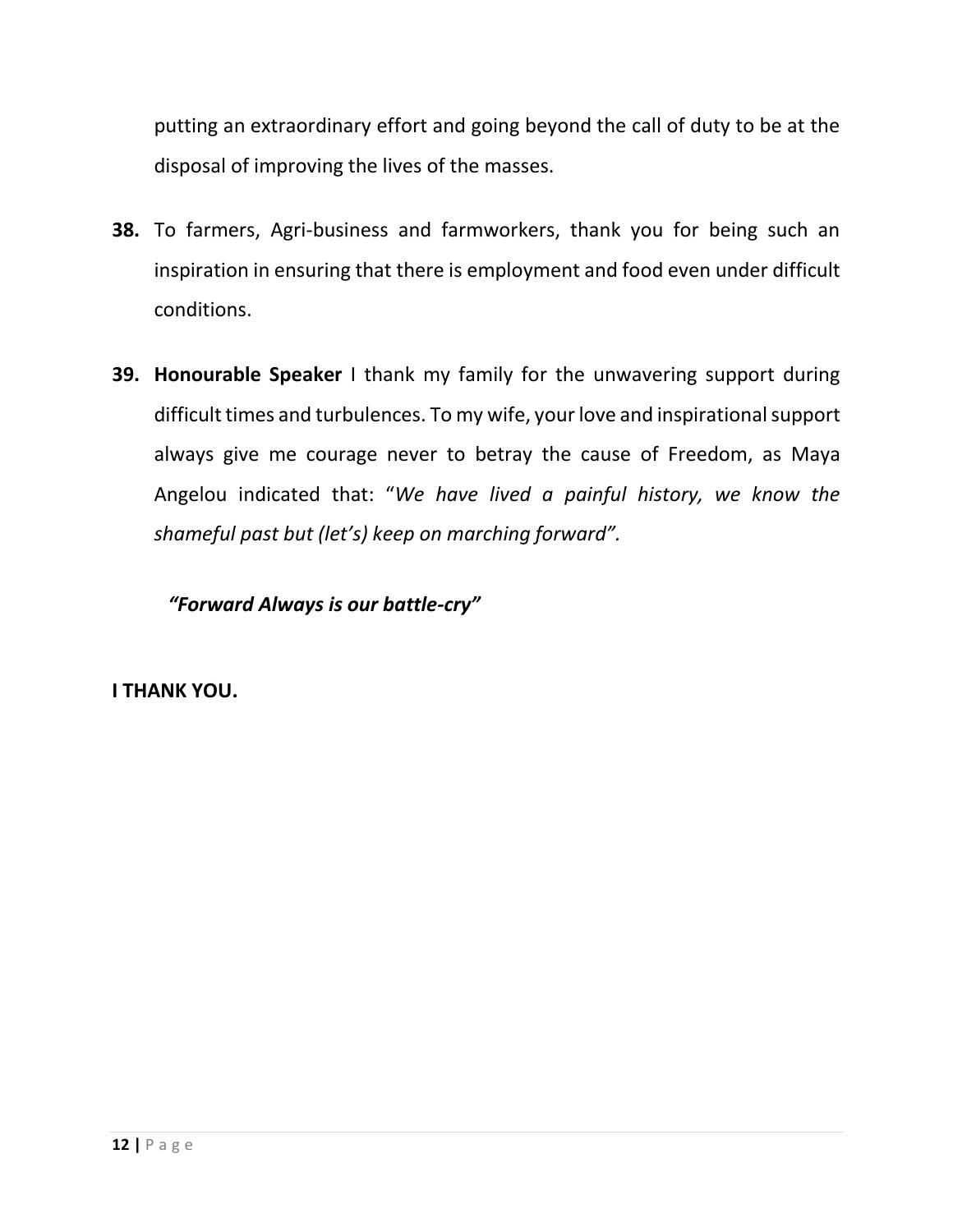putting an extraordinary effort and going beyond the call of duty to be at the disposal of improving the lives of the masses.

**38.** To farmers, Agri-business and farmworkers, thank you for being such an inspiration in ensuring that there is employment and food even under difficult conditions.

**39.** **Honourable Speaker** I thank my family for the unwavering support during difficult times and turbulences. To my wife, your love and inspirational support always give me courage never to betray the cause of Freedom, as Maya Angelou indicated that: "*We have lived a painful history, we know the shameful past but (let's) keep on marching forward".*

***"Forward Always is our battle-cry"***

**I THANK YOU.**